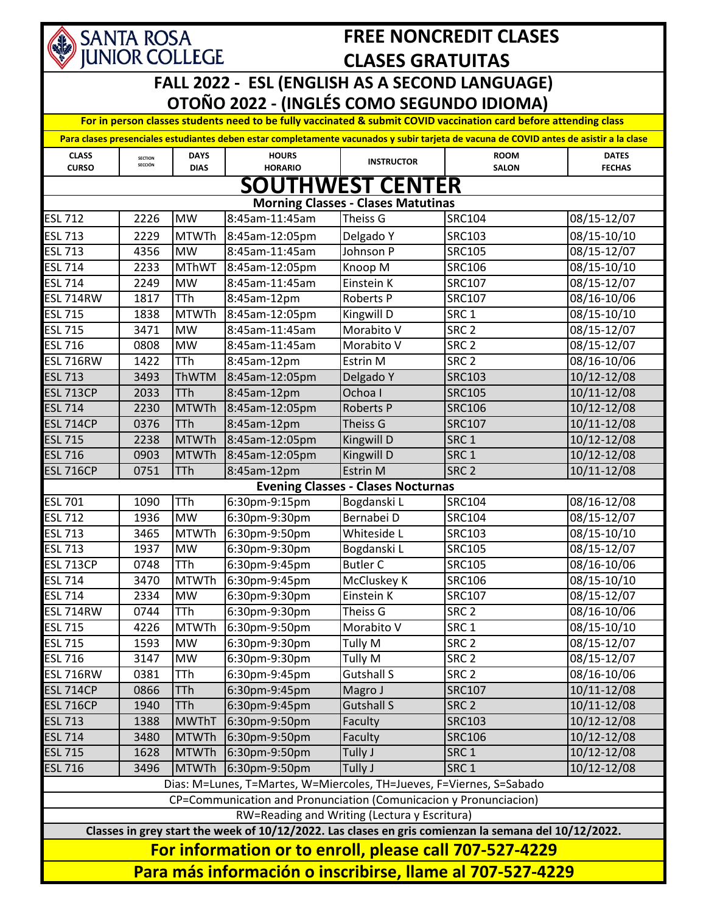SANTA ROSA JUNIOR COLLEGE

# FREE NONCREDIT CLASES
# CLASES GRATUITAS

## FALL 2022 - ESL (ENGLISH AS A SECOND LANGUAGE)
## OTOÑO 2022 - (INGLÉS COMO SEGUNDO IDIOMA)

**For in person classes students need to be fully vaccinated & submit COVID vaccination card before attending class**

**Para clases presenciales estudiantes deben estar completamente vacunados y subir tarjeta de vacuna de COVID antes de asistir a la clase**

| CLASS CURSO | SECTION SECCIÓN | DAYS DIAS | HOURS HORARIO | INSTRUCTOR | ROOM SALON | DATES FECHAS |
|---|---|---|---|---|---|---|
| **SOUTHWEST CENTER** | | | | | | |
| **Morning Classes - Clases Matutinas** | | | | | | |
| ESL 712 | 2226 | MW | 8:45am-11:45am | Theiss G | SRC104 | 08/15-12/07 |
| ESL 713 | 2229 | MTWTh | 8:45am-12:05pm | Delgado Y | SRC103 | 08/15-10/10 |
| ESL 713 | 4356 | MW | 8:45am-11:45am | Johnson P | SRC105 | 08/15-12/07 |
| ESL 714 | 2233 | MThWT | 8:45am-12:05pm | Knoop M | SRC106 | 08/15-10/10 |
| ESL 714 | 2249 | MW | 8:45am-11:45am | Einstein K | SRC107 | 08/15-12/07 |
| ESL 714RW | 1817 | TTh | 8:45am-12pm | Roberts P | SRC107 | 08/16-10/06 |
| ESL 715 | 1838 | MTWTh | 8:45am-12:05pm | Kingwill D | SRC 1 | 08/15-10/10 |
| ESL 715 | 3471 | MW | 8:45am-11:45am | Morabito V | SRC 2 | 08/15-12/07 |
| ESL 716 | 0808 | MW | 8:45am-11:45am | Morabito V | SRC 2 | 08/15-12/07 |
| ESL 716RW | 1422 | TTh | 8:45am-12pm | Estrin M | SRC 2 | 08/16-10/06 |
| ESL 713 | 3493 | ThWTM | 8:45am-12:05pm | Delgado Y | SRC103 | 10/12-12/08 |
| ESL 713CP | 2033 | TTh | 8:45am-12pm | Ochoa I | SRC105 | 10/11-12/08 |
| ESL 714 | 2230 | MTWTh | 8:45am-12:05pm | Roberts P | SRC106 | 10/12-12/08 |
| ESL 714CP | 0376 | TTh | 8:45am-12pm | Theiss G | SRC107 | 10/11-12/08 |
| ESL 715 | 2238 | MTWTh | 8:45am-12:05pm | Kingwill D | SRC 1 | 10/12-12/08 |
| ESL 716 | 0903 | MTWTh | 8:45am-12:05pm | Kingwill D | SRC 1 | 10/12-12/08 |
| ESL 716CP | 0751 | TTh | 8:45am-12pm | Estrin M | SRC 2 | 10/11-12/08 |
| **Evening Classes - Clases Nocturnas** | | | | | | |
| ESL 701 | 1090 | TTh | 6:30pm-9:15pm | Bogdanski L | SRC104 | 08/16-12/08 |
| ESL 712 | 1936 | MW | 6:30pm-9:30pm | Bernabei D | SRC104 | 08/15-12/07 |
| ESL 713 | 3465 | MTWTh | 6:30pm-9:50pm | Whiteside L | SRC103 | 08/15-10/10 |
| ESL 713 | 1937 | MW | 6:30pm-9:30pm | Bogdanski L | SRC105 | 08/15-12/07 |
| ESL 713CP | 0748 | TTh | 6:30pm-9:45pm | Butler C | SRC105 | 08/16-10/06 |
| ESL 714 | 3470 | MTWTh | 6:30pm-9:45pm | McCluskey K | SRC106 | 08/15-10/10 |
| ESL 714 | 2334 | MW | 6:30pm-9:30pm | Einstein K | SRC107 | 08/15-12/07 |
| ESL 714RW | 0744 | TTh | 6:30pm-9:30pm | Theiss G | SRC 2 | 08/16-10/06 |
| ESL 715 | 4226 | MTWTh | 6:30pm-9:50pm | Morabito V | SRC 1 | 08/15-10/10 |
| ESL 715 | 1593 | MW | 6:30pm-9:30pm | Tully M | SRC 2 | 08/15-12/07 |
| ESL 716 | 3147 | MW | 6:30pm-9:30pm | Tully M | SRC 2 | 08/15-12/07 |
| ESL 716RW | 0381 | TTh | 6:30pm-9:45pm | Gutshall S | SRC 2 | 08/16-10/06 |
| ESL 714CP | 0866 | TTh | 6:30pm-9:45pm | Magro J | SRC107 | 10/11-12/08 |
| ESL 716CP | 1940 | TTh | 6:30pm-9:45pm | Gutshall S | SRC 2 | 10/11-12/08 |
| ESL 713 | 1388 | MWThT | 6:30pm-9:50pm | Faculty | SRC103 | 10/12-12/08 |
| ESL 714 | 3480 | MTWTh | 6:30pm-9:50pm | Faculty | SRC106 | 10/12-12/08 |
| ESL 715 | 1628 | MTWTh | 6:30pm-9:50pm | Tully J | SRC 1 | 10/12-12/08 |
| ESL 716 | 3496 | MTWTh | 6:30pm-9:50pm | Tully J | SRC 1 | 10/12-12/08 |

Dias: M=Lunes, T=Martes, W=Miercoles, TH=Jueves, F=Viernes, S=Sabado

CP=Communication and Pronunciation (Comunicacion y Pronunciacion)

RW=Reading and Writing (Lectura y Escritura)

**Classes in grey start the week of 10/12/2022. Las clases en gris comienzan la semana del 10/12/2022.**

**For information or to enroll, please call 707-527-4229**

**Para más información o inscribirse, llame al 707-527-4229**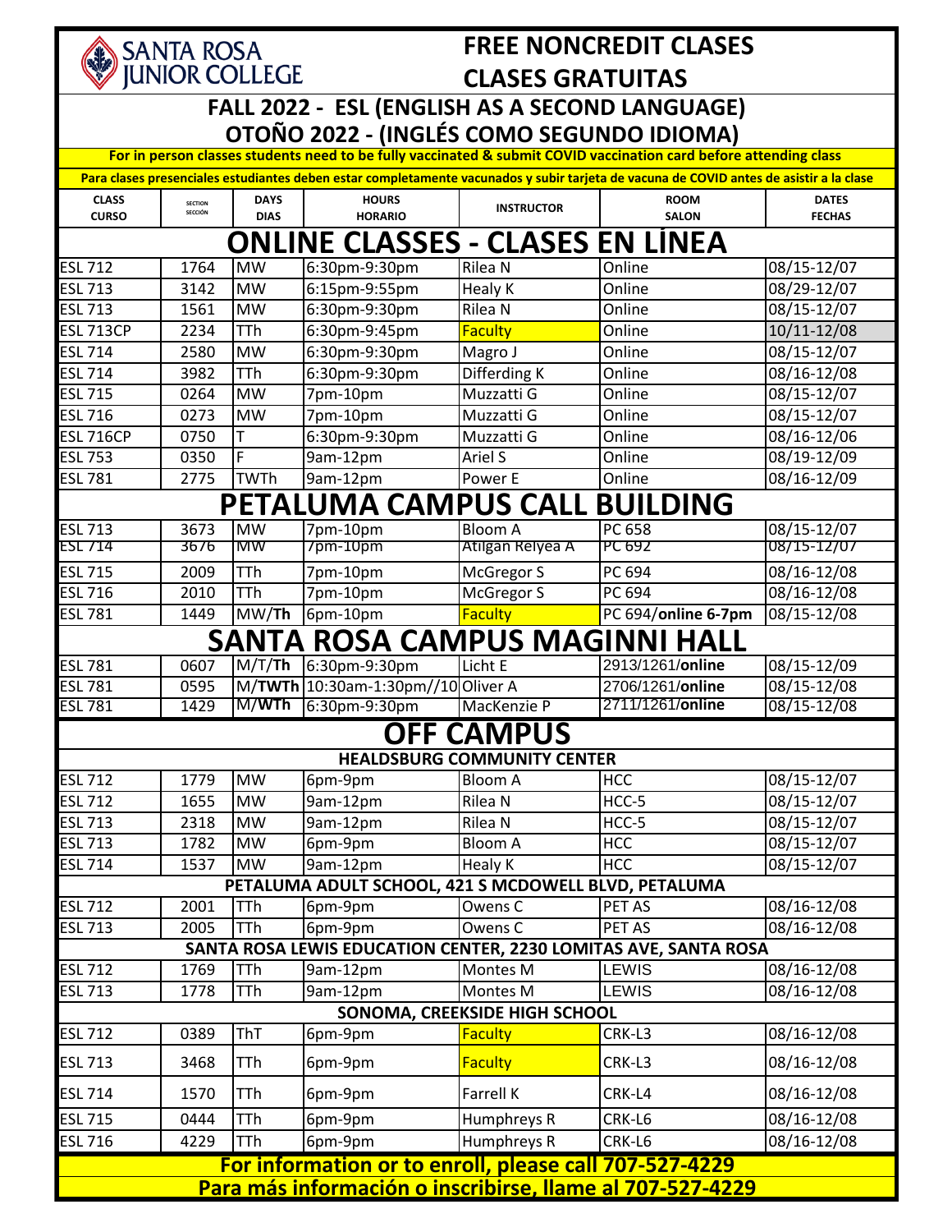**SANTA ROSA JUNIOR COLLEGE**

# FREE NONCREDIT CLASES
# CLASES GRATUITAS

## FALL 2022 - ESL (ENGLISH AS A SECOND LANGUAGE)
## OTOÑO 2022 - (INGLÉS COMO SEGUNDO IDIOMA)

**For in person classes students need to be fully vaccinated & submit COVID vaccination card before attending class**

**Para clases presenciales estudiantes deben estar completamente vacunados y subir tarjeta de vacuna de COVID antes de asistir a la clase**

| CLASS CURSO | SECTION SECCIÓN | DAYS DIAS | HOURS HORARIO | INSTRUCTOR | ROOM SALON | DATES FECHAS |
|---|---|---|---|---|---|---|
| **ONLINE CLASSES - CLASES EN LÍNEA** | | | | | | |
| ESL 712 | 1764 | MW | 6:30pm-9:30pm | Rilea N | Online | 08/15-12/07 |
| ESL 713 | 3142 | MW | 6:15pm-9:55pm | Healy K | Online | 08/29-12/07 |
| ESL 713 | 1561 | MW | 6:30pm-9:30pm | Rilea N | Online | 08/15-12/07 |
| ESL 713CP | 2234 | TTh | 6:30pm-9:45pm | Faculty | Online | 10/11-12/08 |
| ESL 714 | 2580 | MW | 6:30pm-9:30pm | Magro J | Online | 08/15-12/07 |
| ESL 714 | 3982 | TTh | 6:30pm-9:30pm | Differding K | Online | 08/16-12/08 |
| ESL 715 | 0264 | MW | 7pm-10pm | Muzzatti G | Online | 08/15-12/07 |
| ESL 716 | 0273 | MW | 7pm-10pm | Muzzatti G | Online | 08/15-12/07 |
| ESL 716CP | 0750 | T | 6:30pm-9:30pm | Muzzatti G | Online | 08/16-12/06 |
| ESL 753 | 0350 | F | 9am-12pm | Ariel S | Online | 08/19-12/09 |
| ESL 781 | 2775 | TWTh | 9am-12pm | Power E | Online | 08/16-12/09 |
| **PETALUMA CAMPUS CALL BUILDING** | | | | | | |
| ESL 713 | 3673 | MW | 7pm-10pm | Bloom A | PC 658 | 08/15-12/07 |
| ESL 714 | 3676 | MW | 7pm-10pm | Atilgan Relyea A | PC 692 | 08/15-12/07 |
| ESL 715 | 2009 | TTh | 7pm-10pm | McGregor S | PC 694 | 08/16-12/08 |
| ESL 716 | 2010 | TTh | 7pm-10pm | McGregor S | PC 694 | 08/16-12/08 |
| ESL 781 | 1449 | MW/**Th** | 6pm-10pm | Faculty | PC 694/**online 6-7pm** | 08/15-12/08 |
| **SANTA ROSA CAMPUS MAGINNI HALL** | | | | | | |
| ESL 781 | 0607 | M/T/**Th** | 6:30pm-9:30pm | Licht E | 2913/1261/**online** | 08/15-12/09 |
| ESL 781 | 0595 | M/**TWTh** | 10:30am-1:30pm//10 | Oliver A | 2706/1261/**online** | 08/15-12/08 |
| ESL 781 | 1429 | M/**WTh** | 6:30pm-9:30pm | MacKenzie P | 2711/1261/**online** | 08/15-12/08 |
| **OFF CAMPUS** | | | | | | |
| **HEALDSBURG COMMUNITY CENTER** | | | | | | |
| ESL 712 | 1779 | MW | 6pm-9pm | Bloom A | HCC | 08/15-12/07 |
| ESL 712 | 1655 | MW | 9am-12pm | Rilea N | HCC-5 | 08/15-12/07 |
| ESL 713 | 2318 | MW | 9am-12pm | Rilea N | HCC-5 | 08/15-12/07 |
| ESL 713 | 1782 | MW | 6pm-9pm | Bloom A | HCC | 08/15-12/07 |
| ESL 714 | 1537 | MW | 9am-12pm | Healy K | HCC | 08/15-12/07 |
| **PETALUMA ADULT SCHOOL, 421 S MCDOWELL BLVD, PETALUMA** | | | | | | |
| ESL 712 | 2001 | TTh | 6pm-9pm | Owens C | PET AS | 08/16-12/08 |
| ESL 713 | 2005 | TTh | 6pm-9pm | Owens C | PET AS | 08/16-12/08 |
| **SANTA ROSA LEWIS EDUCATION CENTER, 2230 LOMITAS AVE, SANTA ROSA** | | | | | | |
| ESL 712 | 1769 | TTh | 9am-12pm | Montes M | LEWIS | 08/16-12/08 |
| ESL 713 | 1778 | TTh | 9am-12pm | Montes M | LEWIS | 08/16-12/08 |
| **SONOMA, CREEKSIDE HIGH SCHOOL** | | | | | | |
| ESL 712 | 0389 | ThT | 6pm-9pm | Faculty | CRK-L3 | 08/16-12/08 |
| ESL 713 | 3468 | TTh | 6pm-9pm | Faculty | CRK-L3 | 08/16-12/08 |
| ESL 714 | 1570 | TTh | 6pm-9pm | Farrell K | CRK-L4 | 08/16-12/08 |
| ESL 715 | 0444 | TTh | 6pm-9pm | Humphreys R | CRK-L6 | 08/16-12/08 |
| ESL 716 | 4229 | TTh | 6pm-9pm | Humphreys R | CRK-L6 | 08/16-12/08 |

**For information or to enroll, please call 707-527-4229**

**Para más información o inscribirse, llame al 707-527-4229**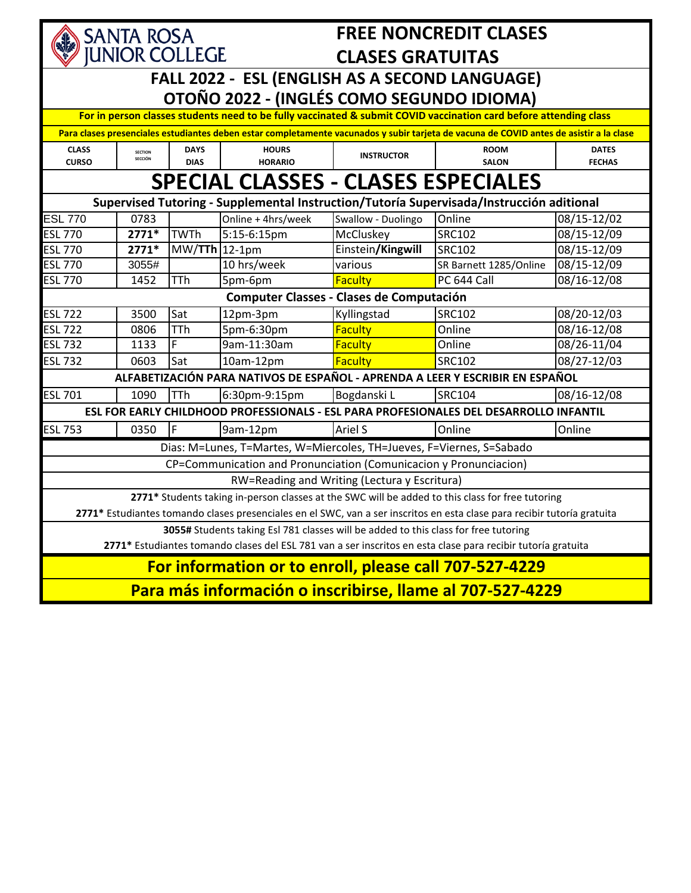# SANTA ROSA JUNIOR COLLEGE

## FREE NONCREDIT CLASES
## CLASES GRATUITAS

## FALL 2022 - ESL (ENGLISH AS A SECOND LANGUAGE)
## OTOÑO 2022 - (INGLÉS COMO SEGUNDO IDIOMA)

**For in person classes students need to be fully vaccinated & submit COVID vaccination card before attending class**

**Para clases presenciales estudiantes deben estar completamente vacunados y subir tarjeta de vacuna de COVID antes de asistir a la clase**

| CLASS CURSO | SECTION SECCIÓN | DAYS DIAS | HOURS HORARIO | INSTRUCTOR | ROOM SALON | DATES FECHAS |
|---|---|---|---|---|---|---|
| **SPECIAL CLASSES - CLASES ESPECIALES** | | | | | | |
| **Supervised Tutoring - Supplemental Instruction/Tutoría Supervisada/Instrucción aditional** | | | | | | |
| ESL 770 | 0783 | | Online + 4hrs/week | Swallow - Duolingo | Online | 08/15-12/02 |
| ESL 770 | **2771*** | TWTh | 5:15-6:15pm | McCluskey | SRC102 | 08/15-12/09 |
| ESL 770 | **2771*** | MW/**TTh** | 12-1pm | Einstein/**Kingwill** | SRC102 | 08/15-12/09 |
| ESL 770 | 3055# | | 10 hrs/week | various | SR Barnett 1285/Online | 08/15-12/09 |
| ESL 770 | 1452 | TTh | 5pm-6pm | Faculty | PC 644 Call | 08/16-12/08 |
| **Computer Classes - Clases de Computación** | | | | | | |
| ESL 722 | 3500 | Sat | 12pm-3pm | Kyllingstad | SRC102 | 08/20-12/03 |
| ESL 722 | 0806 | TTh | 5pm-6:30pm | Faculty | Online | 08/16-12/08 |
| ESL 732 | 1133 | F | 9am-11:30am | Faculty | Online | 08/26-11/04 |
| ESL 732 | 0603 | Sat | 10am-12pm | Faculty | SRC102 | 08/27-12/03 |
| **ALFABETIZACIÓN PARA NATIVOS DE ESPAÑOL - APRENDA A LEER Y ESCRIBIR EN ESPAÑOL** | | | | | | |
| ESL 701 | 1090 | TTh | 6:30pm-9:15pm | Bogdanski L | SRC104 | 08/16-12/08 |
| **ESL FOR EARLY CHILDHOOD PROFESSIONALS - ESL PARA PROFESIONALES DEL DESARROLLO INFANTIL** | | | | | | |
| ESL 753 | 0350 | F | 9am-12pm | Ariel S | Online | Online |

Dias: M=Lunes, T=Martes, W=Miercoles, TH=Jueves, F=Viernes, S=Sabado

CP=Communication and Pronunciation (Comunicacion y Pronunciacion)

RW=Reading and Writing (Lectura y Escritura)

**2771*** Students taking in-person classes at the SWC will be added to this class for free tutoring

**2771*** Estudiantes tomando clases presenciales en el SWC, van a ser inscritos en esta clase para recibir tutoría gratuita

**3055#** Students taking Esl 781 classes will be added to this class for free tutoring

**2771*** Estudiantes tomando clases del ESL 781 van a ser inscritos en esta clase para recibir tutoría gratuita

**For information or to enroll, please call 707-527-4229**

**Para más información o inscribirse, llame al 707-527-4229**